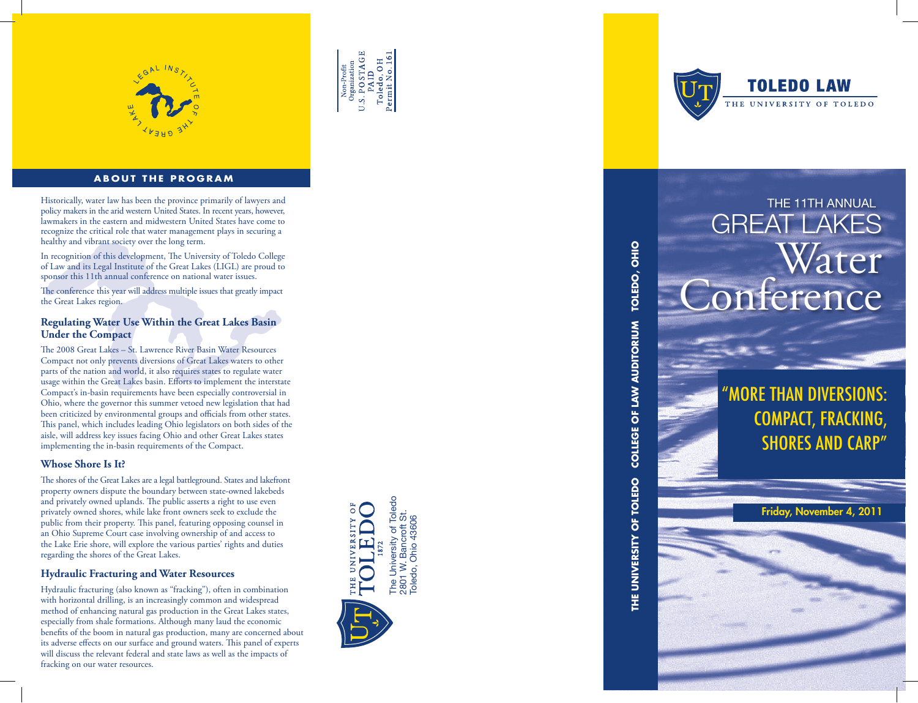LEGAL INSTITUTE OF THE GREAT LAKE

## ABOUT THE PROGRAM

Historically, water law has been the province primarily of lawyers and policy makers in the arid western United States. In recent years, however, lawmakers in the eastern and midwestern United States have come to recognize the critical role that water management plays in securing a healthy and vibrant society over the long term.

In recognition of this development, The University of Toledo College of Law and its Legal Institute of the Great Lakes (LIGL) are proud to sponsor this 11th annual conference on national water issues.

The conference this year will address multiple issues that greatly impact the Great Lakes region.

### Regulating Water Use Within the Great Lakes Basin Under the Compact

The 2008 Great Lakes – St. Lawrence River Basin Water Resources Compact not only prevents diversions of Great Lakes waters to other parts of the nation and world, it also requires states to regulate water usage within the Great Lakes basin. Efforts to implement the interstate Compact's in-basin requirements have been especially controversial in Ohio, where the governor this summer vetoed new legislation that had been criticized by environmental groups and officials from other states. This panel, which includes leading Ohio legislators on both sides of the aisle, will address key issues facing Ohio and other Great Lakes states implementing the in-basin requirements of the Compact.

### Whose Shore Is It?

The shores of the Great Lakes are a legal battleground. States and lakefront property owners dispute the boundary between state-owned lakebeds and privately owned uplands. The public asserts a right to use even privately owned shores, while lake front owners seek to exclude the public from their property. This panel, featuring opposing counsel in an Ohio Supreme Court case involving ownership of and access to the Lake Erie shore, will explore the various parties' rights and duties regarding the shores of the Great Lakes.

### Hydraulic Fracturing and Water Resources

Hydraulic fracturing (also known as "fracking"), often in combination with horizontal drilling, is an increasingly common and widespread method of enhancing natural gas production in the Great Lakes states, especially from shale formations. Although many laud the economic benefits of the boom in natural gas production, many are concerned about its adverse effects on our surface and ground waters. This panel of experts will discuss the relevant federal and state laws as well as the impacts of fracking on our water resources.

Non-Profit Organization
U.S. POSTAGE PAID
Toledo, OH
Permit No. 161

THE UNIVERSITY OF TOLEDO 1872

The University of Toledo
2801 W. Bancroft St.
Toledo, Ohio 43606

TOLEDO LAW
THE UNIVERSITY OF TOLEDO

THE UNIVERSITY OF TOLEDO COLLEGE OF LAW AUDITORIUM TOLEDO, OHIO

# THE 11TH ANNUAL GREAT LAKES Water Conference

## "MORE THAN DIVERSIONS: COMPACT, FRACKING, SHORES AND CARP"

**Friday, November 4, 2011**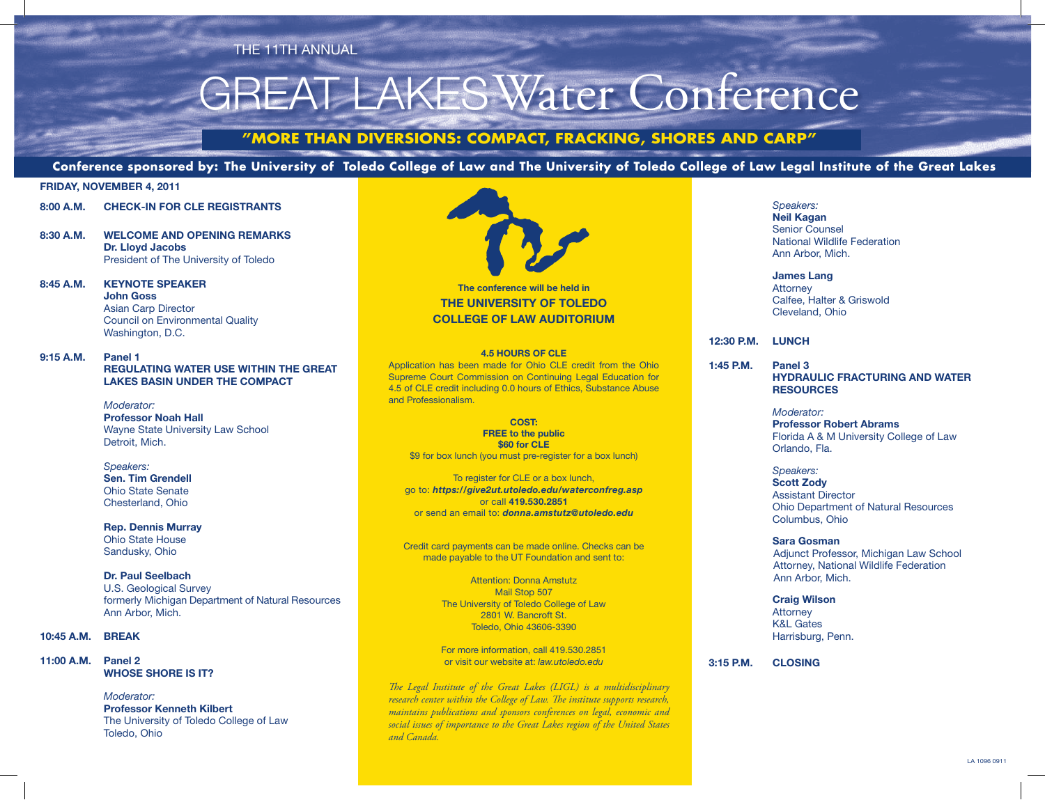THE 11TH ANNUAL

# GREAT LAKES Water Conference

## "MORE THAN DIVERSIONS: COMPACT, FRACKING, SHORES AND CARP"

**Conference sponsored by: The University of Toledo College of Law and The University of Toledo College of Law Legal Institute of the Great Lakes**

**FRIDAY, NOVEMBER 4, 2011**

**8:00 A.M.** **CHECK-IN FOR CLE REGISTRANTS**

**8:30 A.M.** **WELCOME AND OPENING REMARKS**
**Dr. Lloyd Jacobs**
President of The University of Toledo

**8:45 A.M.** **KEYNOTE SPEAKER**
**John Goss**
Asian Carp Director
Council on Environmental Quality
Washington, D.C.

**9:15 A.M.** **Panel 1**
**REGULATING WATER USE WITHIN THE GREAT LAKES BASIN UNDER THE COMPACT**

*Moderator:*
**Professor Noah Hall**
Wayne State University Law School
Detroit, Mich.

*Speakers:*
**Sen. Tim Grendell**
Ohio State Senate
Chesterland, Ohio

**Rep. Dennis Murray**
Ohio State House
Sandusky, Ohio

**Dr. Paul Seelbach**
U.S. Geological Survey
formerly Michigan Department of Natural Resources
Ann Arbor, Mich.

**10:45 A.M.** **BREAK**

**11:00 A.M.** **Panel 2**
**WHOSE SHORE IS IT?**

*Moderator:*
**Professor Kenneth Kilbert**
The University of Toledo College of Law
Toledo, Ohio

*Speakers:*
**Neil Kagan**
Senior Counsel
National Wildlife Federation
Ann Arbor, Mich.

**James Lang**
Attorney
Calfee, Halter & Griswold
Cleveland, Ohio

**12:30 P.M.** **LUNCH**

**1:45 P.M.** **Panel 3**
**HYDRAULIC FRACTURING AND WATER RESOURCES**

*Moderator:*
**Professor Robert Abrams**
Florida A & M University College of Law
Orlando, Fla.

*Speakers:*
**Scott Zody**
Assistant Director
Ohio Department of Natural Resources
Columbus, Ohio

**Sara Gosman**
Adjunct Professor, Michigan Law School
Attorney, National Wildlife Federation
Ann Arbor, Mich.

**Craig Wilson**
Attorney
K&L Gates
Harrisburg, Penn.

**3:15 P.M.** **CLOSING**

---

**The conference will be held in**
**THE UNIVERSITY OF TOLEDO COLLEGE OF LAW AUDITORIUM**

**4.5 HOURS OF CLE**
Application has been made for Ohio CLE credit from the Ohio Supreme Court Commission on Continuing Legal Education for 4.5 of CLE credit including 0.0 hours of Ethics, Substance Abuse and Professionalism.

**COST:**
**FREE to the public**
**$60 for CLE**
$9 for box lunch (you must pre-register for a box lunch)

To register for CLE or a box lunch,
go to: ***https://give2ut.utoledo.edu/waterconfreg.asp***
or call **419.530.2851**
or send an email to: ***donna.amstutz@utoledo.edu***

Credit card payments can be made online. Checks can be made payable to the UT Foundation and sent to:

Attention: Donna Amstutz
Mail Stop 507
The University of Toledo College of Law
2801 W. Bancroft St.
Toledo, Ohio 43606-3390

For more information, call 419.530.2851
or visit our website at: *law.utoledo.edu*

*The Legal Institute of the Great Lakes (LIGL) is a multidisciplinary research center within the College of Law. The institute supports research, maintains publications and sponsors conferences on legal, economic and social issues of importance to the Great Lakes region of the United States and Canada.*

LA 1096 0911